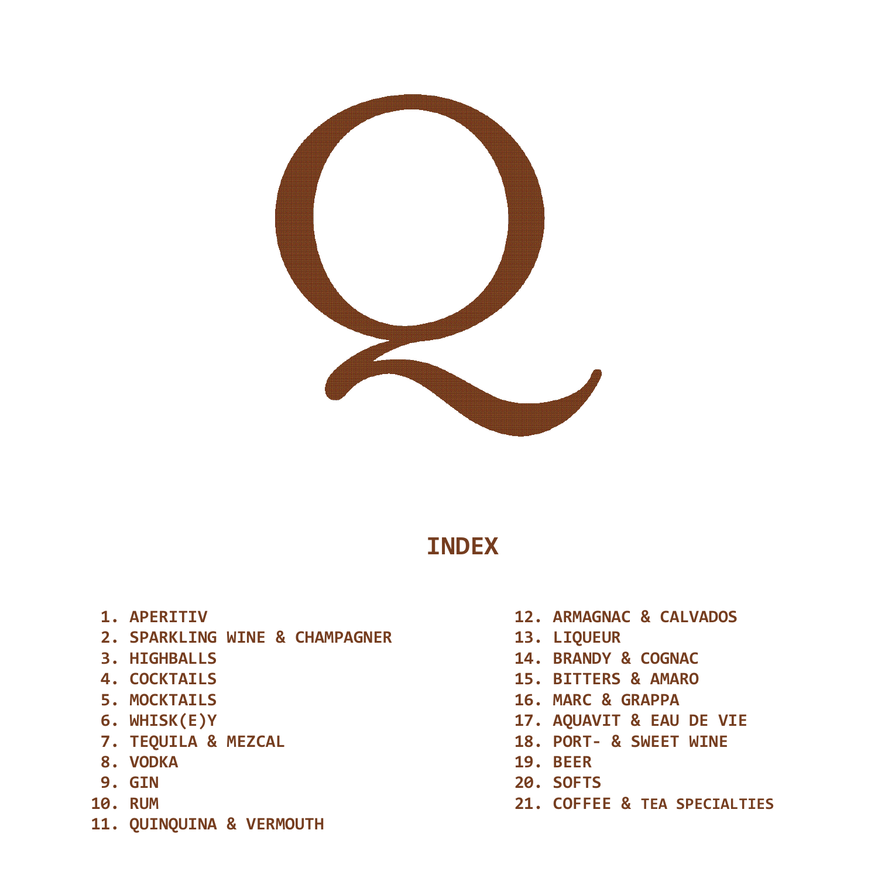# Q

## INDEX

1. APERITIV
2. SPARKLING WINE & CHAMPAGNER
3. HIGHBALLS
4. COCKTAILS
5. MOCKTAILS
6. WHISK(E)Y
7. TEQUILA & MEZCAL
8. VODKA
9. GIN
10. RUM
11. QUINQUINA & VERMOUTH
12. ARMAGNAC & CALVADOS
13. LIQUEUR
14. BRANDY & COGNAC
15. BITTERS & AMARO
16. MARC & GRAPPA
17. AQUAVIT & EAU DE VIE
18. PORT- & SWEET WINE
19. BEER
20. SOFTS
21. COFFEE & TEA SPECIALTIES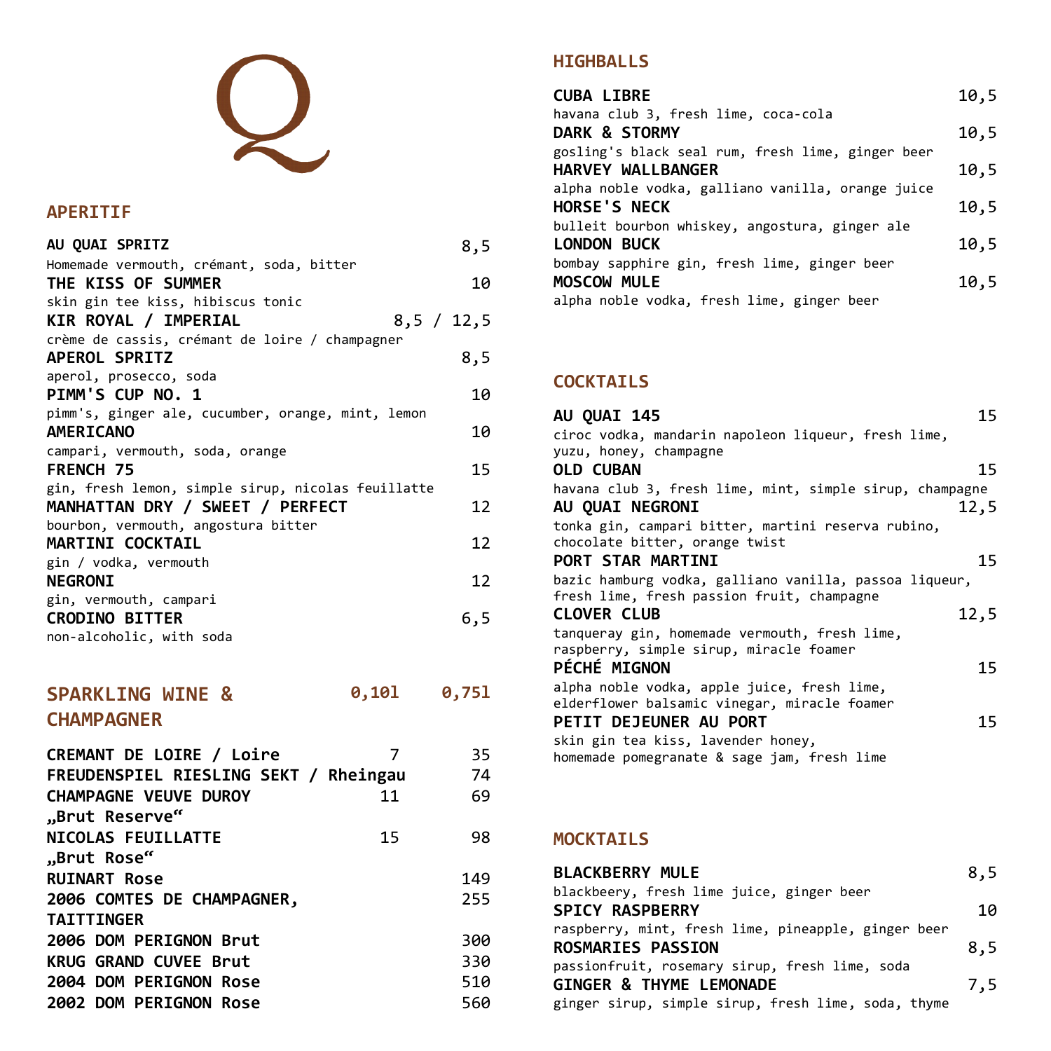## APERITIF

| | |
|---|---|
| **AU QUAI SPRITZ**<br>Homemade vermouth, crémant, soda, bitter | 8,5 |
| **THE KISS OF SUMMER**<br>skin gin tee kiss, hibiscus tonic | 10 |
| **KIR ROYAL / IMPERIAL**<br>crème de cassis, crémant de loire / champagner | 8,5 / 12,5 |
| **APEROL SPRITZ**<br>aperol, prosecco, soda | 8,5 |
| **PIMM'S CUP NO. 1**<br>pimm's, ginger ale, cucumber, orange, mint, lemon | 10 |
| **AMERICANO**<br>campari, vermouth, soda, orange | 10 |
| **FRENCH 75**<br>gin, fresh lemon, simple sirup, nicolas feuillatte | 15 |
| **MANHATTAN DRY / SWEET / PERFECT**<br>bourbon, vermouth, angostura bitter | 12 |
| **MARTINI COCKTAIL**<br>gin / vodka, vermouth | 12 |
| **NEGRONI**<br>gin, vermouth, campari | 12 |
| **CRODINO BITTER**<br>non-alcoholic, with soda | 6,5 |

## SPARKLING WINE & CHAMPAGNER

| | 0,10l | 0,75l |
|---|---|---|
| **CREMANT DE LOIRE / Loire** | 7 | 35 |
| **FREUDENSPIEL RIESLING SEKT / Rheingau** | | 74 |
| **CHAMPAGNE VEUVE DUROY „Brut Reserve“** | 11 | 69 |
| **NICOLAS FEUILLATTE „Brut Rose“** | 15 | 98 |
| **RUINART Rose** | | 149 |
| **2006 COMTES DE CHAMPAGNER, TAITTINGER** | | 255 |
| **2006 DOM PERIGNON Brut** | | 300 |
| **KRUG GRAND CUVEE Brut** | | 330 |
| **2004 DOM PERIGNON Rose** | | 510 |
| **2002 DOM PERIGNON Rose** | | 560 |

## HIGHBALLS

| | |
|---|---|
| **CUBA LIBRE**<br>havana club 3, fresh lime, coca-cola | 10,5 |
| **DARK & STORMY**<br>gosling's black seal rum, fresh lime, ginger beer | 10,5 |
| **HARVEY WALLBANGER**<br>alpha noble vodka, galliano vanilla, orange juice | 10,5 |
| **HORSE'S NECK**<br>bulleit bourbon whiskey, angostura, ginger ale | 10,5 |
| **LONDON BUCK**<br>bombay sapphire gin, fresh lime, ginger beer | 10,5 |
| **MOSCOW MULE**<br>alpha noble vodka, fresh lime, ginger beer | 10,5 |

## COCKTAILS

| | |
|---|---|
| **AU QUAI 145**<br>ciroc vodka, mandarin napoleon liqueur, fresh lime, yuzu, honey, champagne | 15 |
| **OLD CUBAN**<br>havana club 3, fresh lime, mint, simple sirup, champagne | 15 |
| **AU QUAI NEGRONI**<br>tonka gin, campari bitter, martini reserva rubino, chocolate bitter, orange twist | 12,5 |
| **PORT STAR MARTINI**<br>bazic hamburg vodka, galliano vanilla, passoa liqueur, fresh lime, fresh passion fruit, champagne | 15 |
| **CLOVER CLUB**<br>tanqueray gin, homemade vermouth, fresh lime, raspberry, simple sirup, miracle foamer | 12,5 |
| **PÉCHÉ MIGNON**<br>alpha noble vodka, apple juice, fresh lime, elderflower balsamic vinegar, miracle foamer | 15 |
| **PETIT DEJEUNER AU PORT**<br>skin gin tea kiss, lavender honey, homemade pomegranate & sage jam, fresh lime | 15 |

## MOCKTAILS

| | |
|---|---|
| **BLACKBERRY MULE**<br>blackbeery, fresh lime juice, ginger beer | 8,5 |
| **SPICY RASPBERRY**<br>raspberry, mint, fresh lime, pineapple, ginger beer | 10 |
| **ROSMARIES PASSION**<br>passionfruit, rosemary sirup, fresh lime, soda | 8,5 |
| **GINGER & THYME LEMONADE**<br>ginger sirup, simple sirup, fresh lime, soda, thyme | 7,5 |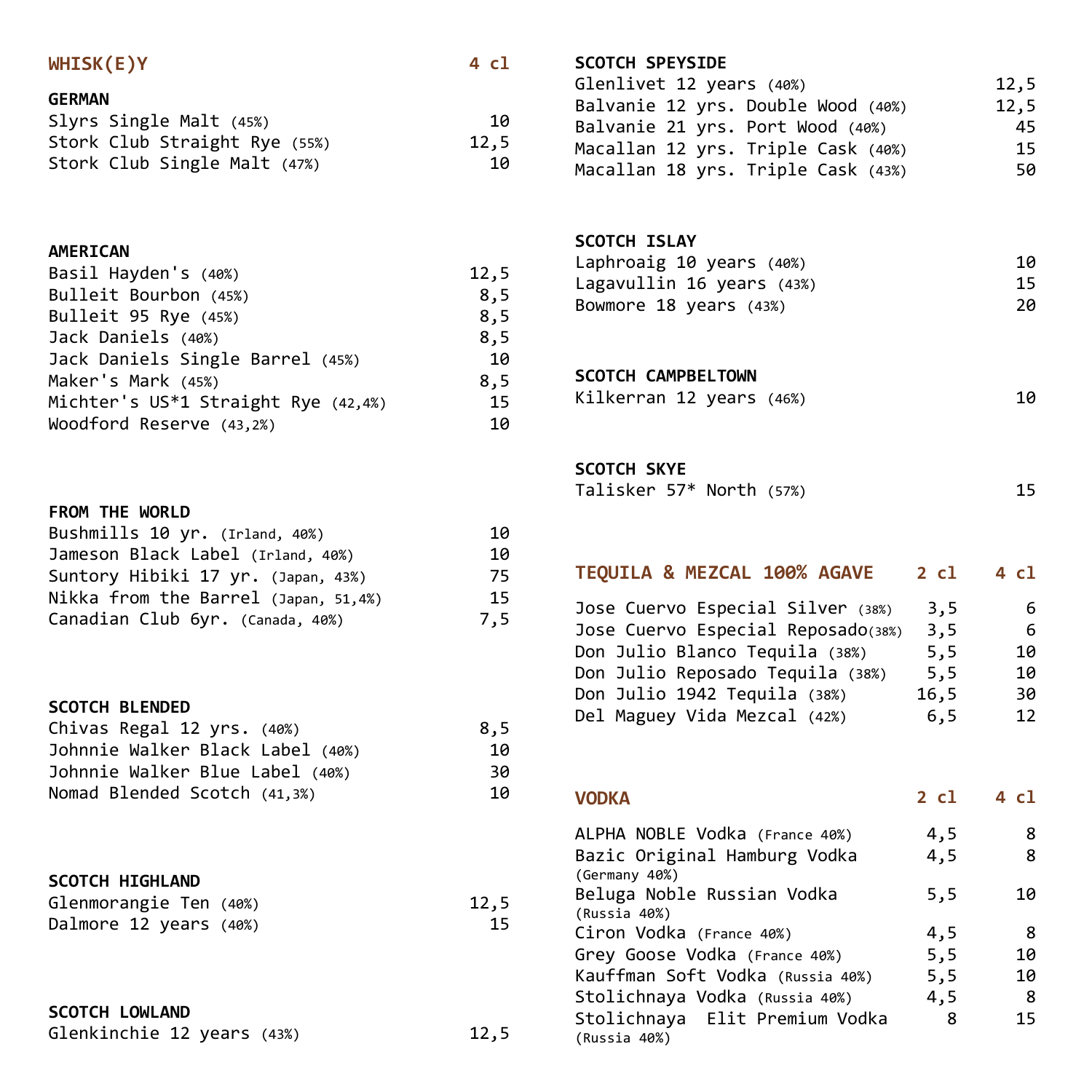## WHISK(E)Y

| GERMAN | 4 cl |
|---|---|
| Slyrs Single Malt (45%) | 10 |
| Stork Club Straight Rye (55%) | 12,5 |
| Stork Club Single Malt (47%) | 10 |

| AMERICAN | 4 cl |
|---|---|
| Basil Hayden's (40%) | 12,5 |
| Bulleit Bourbon (45%) | 8,5 |
| Bulleit 95 Rye (45%) | 8,5 |
| Jack Daniels (40%) | 8,5 |
| Jack Daniels Single Barrel (45%) | 10 |
| Maker's Mark (45%) | 8,5 |
| Michter's US*1 Straight Rye (42,4%) | 15 |
| Woodford Reserve (43,2%) | 10 |

| FROM THE WORLD | 4 cl |
|---|---|
| Bushmills 10 yr. (Irland, 40%) | 10 |
| Jameson Black Label (Irland, 40%) | 10 |
| Suntory Hibiki 17 yr. (Japan, 43%) | 75 |
| Nikka from the Barrel (Japan, 51,4%) | 15 |
| Canadian Club 6yr. (Canada, 40%) | 7,5 |

| SCOTCH BLENDED | 4 cl |
|---|---|
| Chivas Regal 12 yrs. (40%) | 8,5 |
| Johnnie Walker Black Label (40%) | 10 |
| Johnnie Walker Blue Label (40%) | 30 |
| Nomad Blended Scotch (41,3%) | 10 |

| SCOTCH HIGHLAND | 4 cl |
|---|---|
| Glenmorangie Ten (40%) | 12,5 |
| Dalmore 12 years (40%) | 15 |

| SCOTCH LOWLAND | 4 cl |
|---|---|
| Glenkinchie 12 years (43%) | 12,5 |

| SCOTCH SPEYSIDE | 4 cl |
|---|---|
| Glenlivet 12 years (40%) | 12,5 |
| Balvanie 12 yrs. Double Wood (40%) | 12,5 |
| Balvanie 21 yrs. Port Wood (40%) | 45 |
| Macallan 12 yrs. Triple Cask (40%) | 15 |
| Macallan 18 yrs. Triple Cask (43%) | 50 |

| SCOTCH ISLAY | 4 cl |
|---|---|
| Laphroaig 10 years (40%) | 10 |
| Lagavullin 16 years (43%) | 15 |
| Bowmore 18 years (43%) | 20 |

| SCOTCH CAMPBELTOWN | 4 cl |
|---|---|
| Kilkerran 12 years (46%) | 10 |

| SCOTCH SKYE | 4 cl |
|---|---|
| Talisker 57* North (57%) | 15 |

## TEQUILA & MEZCAL 100% AGAVE

| | 2 cl | 4 cl |
|---|---|---|
| Jose Cuervo Especial Silver (38%) | 3,5 | 6 |
| Jose Cuervo Especial Reposado(38%) | 3,5 | 6 |
| Don Julio Blanco Tequila (38%) | 5,5 | 10 |
| Don Julio Reposado Tequila (38%) | 5,5 | 10 |
| Don Julio 1942 Tequila (38%) | 16,5 | 30 |
| Del Maguey Vida Mezcal (42%) | 6,5 | 12 |

## VODKA

| | 2 cl | 4 cl |
|---|---|---|
| ALPHA NOBLE Vodka (France 40%) | 4,5 | 8 |
| Bazic Original Hamburg Vodka (Germany 40%) | 4,5 | 8 |
| Beluga Noble Russian Vodka (Russia 40%) | 5,5 | 10 |
| Ciron Vodka (France 40%) | 4,5 | 8 |
| Grey Goose Vodka (France 40%) | 5,5 | 10 |
| Kauffman Soft Vodka (Russia 40%) | 5,5 | 10 |
| Stolichnaya Vodka (Russia 40%) | 4,5 | 8 |
| Stolichnaya Elit Premium Vodka (Russia 40%) | 8 | 15 |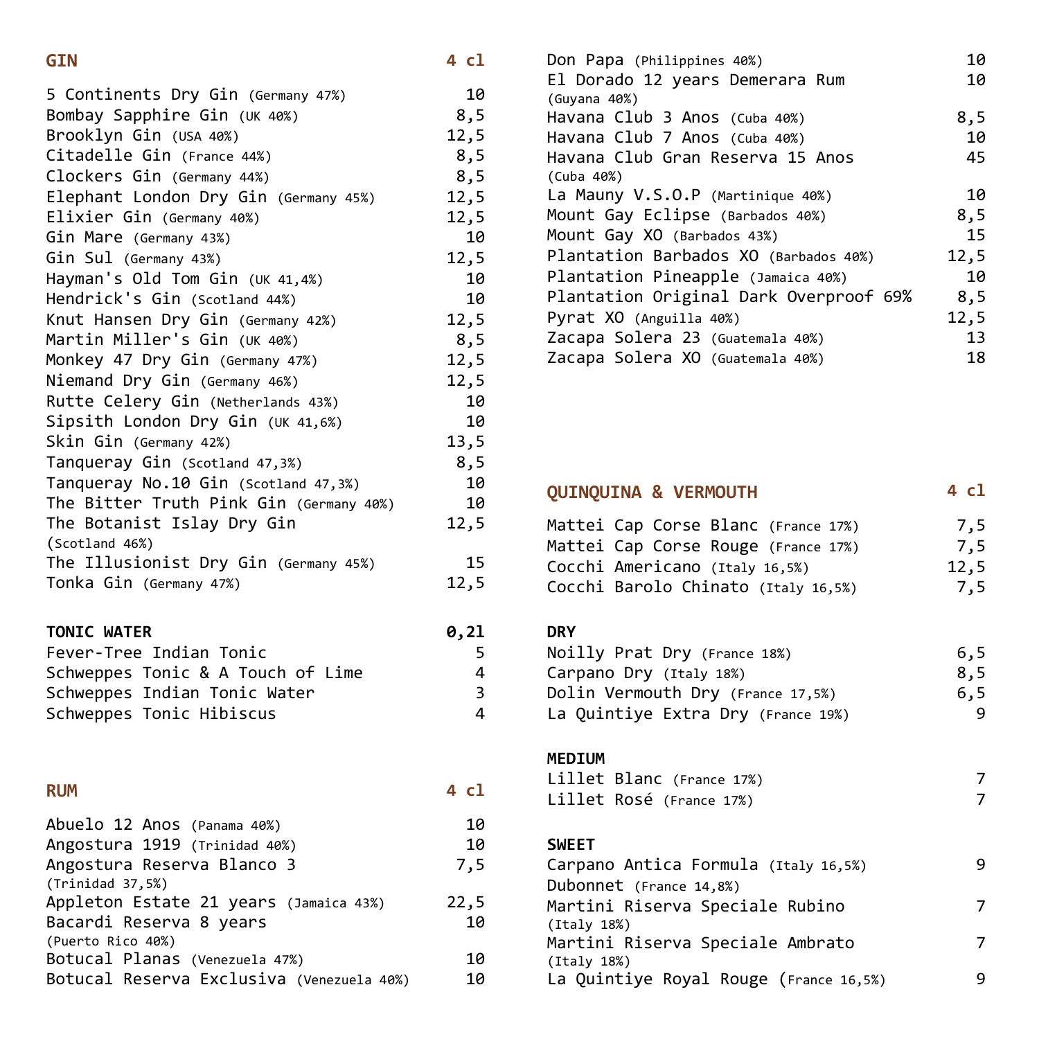## GIN

| GIN | 4 cl |
|---|---|
| 5 Continents Dry Gin (Germany 47%) | 10 |
| Bombay Sapphire Gin (UK 40%) | 8,5 |
| Brooklyn Gin (USA 40%) | 12,5 |
| Citadelle Gin (France 44%) | 8,5 |
| Clockers Gin (Germany 44%) | 8,5 |
| Elephant London Dry Gin (Germany 45%) | 12,5 |
| Elixier Gin (Germany 40%) | 12,5 |
| Gin Mare (Germany 43%) | 10 |
| Gin Sul (Germany 43%) | 12,5 |
| Hayman's Old Tom Gin (UK 41,4%) | 10 |
| Hendrick's Gin (Scotland 44%) | 10 |
| Knut Hansen Dry Gin (Germany 42%) | 12,5 |
| Martin Miller's Gin (UK 40%) | 8,5 |
| Monkey 47 Dry Gin (Germany 47%) | 12,5 |
| Niemand Dry Gin (Germany 46%) | 12,5 |
| Rutte Celery Gin (Netherlands 43%) | 10 |
| Sipsith London Dry Gin (UK 41,6%) | 10 |
| Skin Gin (Germany 42%) | 13,5 |
| Tanqueray Gin (Scotland 47,3%) | 8,5 |
| Tanqueray No.10 Gin (Scotland 47,3%) | 10 |
| The Bitter Truth Pink Gin (Germany 40%) | 10 |
| The Botanist Islay Dry Gin (Scotland 46%) | 12,5 |
| The Illusionist Dry Gin (Germany 45%) | 15 |
| Tonka Gin (Germany 47%) | 12,5 |

**TONIC WATER**

| TONIC WATER | 0,2l |
|---|---|
| Fever-Tree Indian Tonic | 5 |
| Schweppes Tonic & A Touch of Lime | 4 |
| Schweppes Indian Tonic Water | 3 |
| Schweppes Tonic Hibiscus | 4 |

## RUM

| RUM | 4 cl |
|---|---|
| Abuelo 12 Anos (Panama 40%) | 10 |
| Angostura 1919 (Trinidad 40%) | 10 |
| Angostura Reserva Blanco 3 (Trinidad 37,5%) | 7,5 |
| Appleton Estate 21 years (Jamaica 43%) | 22,5 |
| Bacardi Reserva 8 years (Puerto Rico 40%) | 10 |
| Botucal Planas (Venezuela 47%) | 10 |
| Botucal Reserva Exclusiva (Venezuela 40%) | 10 |
| Don Papa (Philippines 40%) | 10 |
| El Dorado 12 years Demerara Rum (Guyana 40%) | 10 |
| Havana Club 3 Anos (Cuba 40%) | 8,5 |
| Havana Club 7 Anos (Cuba 40%) | 10 |
| Havana Club Gran Reserva 15 Anos (Cuba 40%) | 45 |
| La Mauny V.S.O.P (Martinique 40%) | 10 |
| Mount Gay Eclipse (Barbados 40%) | 8,5 |
| Mount Gay XO (Barbados 43%) | 15 |
| Plantation Barbados XO (Barbados 40%) | 12,5 |
| Plantation Pineapple (Jamaica 40%) | 10 |
| Plantation Original Dark Overproof 69% | 8,5 |
| Pyrat XO (Anguilla 40%) | 12,5 |
| Zacapa Solera 23 (Guatemala 40%) | 13 |
| Zacapa Solera XO (Guatemala 40%) | 18 |

## QUINQUINA & VERMOUTH

| QUINQUINA & VERMOUTH | 4 cl |
|---|---|
| Mattei Cap Corse Blanc (France 17%) | 7,5 |
| Mattei Cap Corse Rouge (France 17%) | 7,5 |
| Cocchi Americano (Italy 16,5%) | 12,5 |
| Cocchi Barolo Chinato (Italy 16,5%) | 7,5 |

**DRY**

| DRY | |
|---|---|
| Noilly Prat Dry (France 18%) | 6,5 |
| Carpano Dry (Italy 18%) | 8,5 |
| Dolin Vermouth Dry (France 17,5%) | 6,5 |
| La Quintiye Extra Dry (France 19%) | 9 |

**MEDIUM**

| MEDIUM | |
|---|---|
| Lillet Blanc (France 17%) | 7 |
| Lillet Rosé (France 17%) | 7 |

**SWEET**

| SWEET | |
|---|---|
| Carpano Antica Formula (Italy 16,5%) | 9 |
| Dubonnet (France 14,8%) | |
| Martini Riserva Speciale Rubino (Italy 18%) | 7 |
| Martini Riserva Speciale Ambrato (Italy 18%) | 7 |
| La Quintiye Royal Rouge (France 16,5%) | 9 |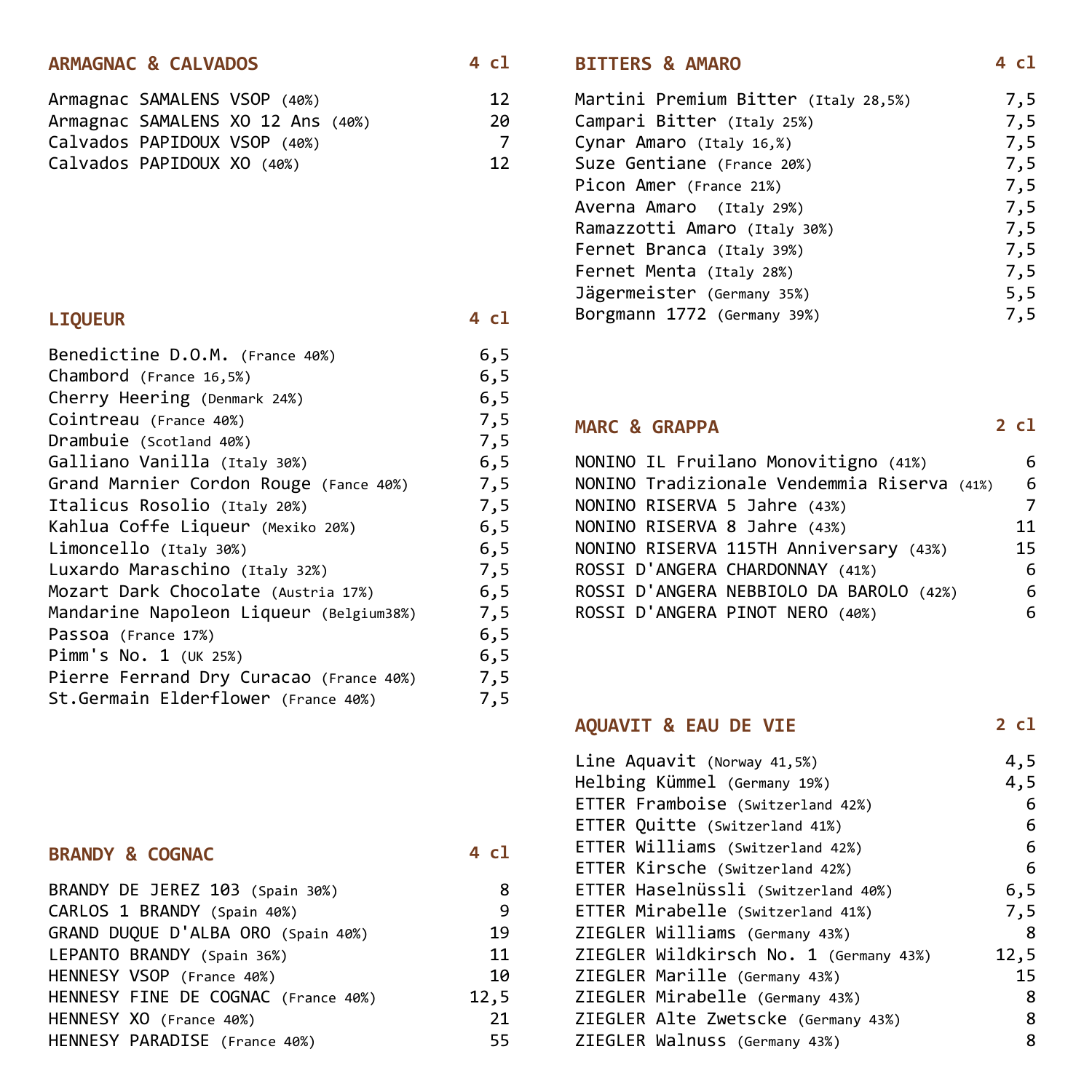## ARMAGNAC & CALVADOS

| | 4 cl |
|---|---|
| Armagnac SAMALENS VSOP (40%) | 12 |
| Armagnac SAMALENS XO 12 Ans (40%) | 20 |
| Calvados PAPIDOUX VSOP (40%) | 7 |
| Calvados PAPIDOUX XO (40%) | 12 |

## LIQUEUR

| | 4 cl |
|---|---|
| Benedictine D.O.M. (France 40%) | 6,5 |
| Chambord (France 16,5%) | 6,5 |
| Cherry Heering (Denmark 24%) | 6,5 |
| Cointreau (France 40%) | 7,5 |
| Drambuie (Scotland 40%) | 7,5 |
| Galliano Vanilla (Italy 30%) | 6,5 |
| Grand Marnier Cordon Rouge (Fance 40%) | 7,5 |
| Italicus Rosolio (Italy 20%) | 7,5 |
| Kahlua Coffe Liqueur (Mexiko 20%) | 6,5 |
| Limoncello (Italy 30%) | 6,5 |
| Luxardo Maraschino (Italy 32%) | 7,5 |
| Mozart Dark Chocolate (Austria 17%) | 6,5 |
| Mandarine Napoleon Liqueur (Belgium38%) | 7,5 |
| Passoa (France 17%) | 6,5 |
| Pimm's No. 1 (UK 25%) | 6,5 |
| Pierre Ferrand Dry Curacao (France 40%) | 7,5 |
| St.Germain Elderflower (France 40%) | 7,5 |

## BRANDY & COGNAC

| | 4 cl |
|---|---|
| BRANDY DE JEREZ 103 (Spain 30%) | 8 |
| CARLOS 1 BRANDY (Spain 40%) | 9 |
| GRAND DUQUE D'ALBA ORO (Spain 40%) | 19 |
| LEPANTO BRANDY (Spain 36%) | 11 |
| HENNESY VSOP (France 40%) | 10 |
| HENNESY FINE DE COGNAC (France 40%) | 12,5 |
| HENNESY XO (France 40%) | 21 |
| HENNESY PARADISE (France 40%) | 55 |

## BITTERS & AMARO

| | 4 cl |
|---|---|
| Martini Premium Bitter (Italy 28,5%) | 7,5 |
| Campari Bitter (Italy 25%) | 7,5 |
| Cynar Amaro (Italy 16,%) | 7,5 |
| Suze Gentiane (France 20%) | 7,5 |
| Picon Amer (France 21%) | 7,5 |
| Averna Amaro (Italy 29%) | 7,5 |
| Ramazzotti Amaro (Italy 30%) | 7,5 |
| Fernet Branca (Italy 39%) | 7,5 |
| Fernet Menta (Italy 28%) | 7,5 |
| Jägermeister (Germany 35%) | 5,5 |
| Borgmann 1772 (Germany 39%) | 7,5 |

## MARC & GRAPPA

| | 2 cl |
|---|---|
| NONINO IL Fruilano Monovitigno (41%) | 6 |
| NONINO Tradizionale Vendemmia Riserva (41%) | 6 |
| NONINO RISERVA 5 Jahre (43%) | 7 |
| NONINO RISERVA 8 Jahre (43%) | 11 |
| NONINO RISERVA 115TH Anniversary (43%) | 15 |
| ROSSI D'ANGERA CHARDONNAY (41%) | 6 |
| ROSSI D'ANGERA NEBBIOLO DA BAROLO (42%) | 6 |
| ROSSI D'ANGERA PINOT NERO (40%) | 6 |

## AQUAVIT & EAU DE VIE

| | 2 cl |
|---|---|
| Line Aquavit (Norway 41,5%) | 4,5 |
| Helbing Kümmel (Germany 19%) | 4,5 |
| ETTER Framboise (Switzerland 42%) | 6 |
| ETTER Quitte (Switzerland 41%) | 6 |
| ETTER Williams (Switzerland 42%) | 6 |
| ETTER Kirsche (Switzerland 42%) | 6 |
| ETTER Haselnüssli (Switzerland 40%) | 6,5 |
| ETTER Mirabelle (Switzerland 41%) | 7,5 |
| ZIEGLER Williams (Germany 43%) | 8 |
| ZIEGLER Wildkirsch No. 1 (Germany 43%) | 12,5 |
| ZIEGLER Marille (Germany 43%) | 15 |
| ZIEGLER Mirabelle (Germany 43%) | 8 |
| ZIEGLER Alte Zwetscke (Germany 43%) | 8 |
| ZIEGLER Walnuss (Germany 43%) | 8 |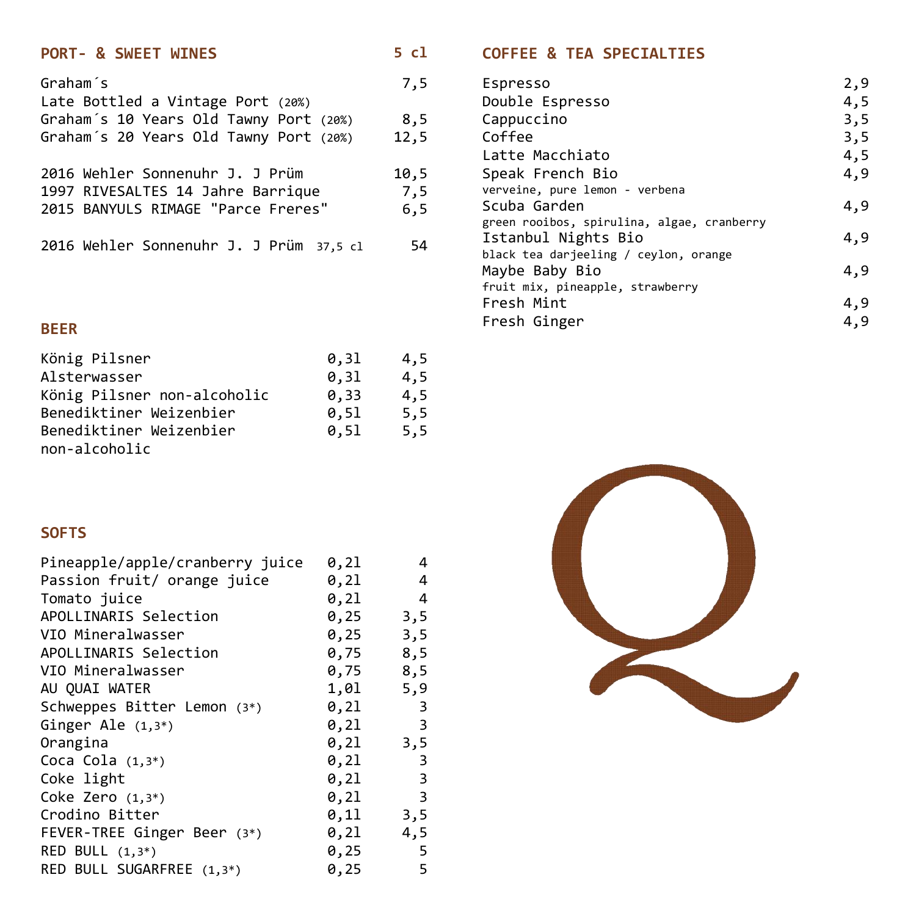## PORT- & SWEET WINES

| | 5 cl |
|---|---|
| Graham´s<br>Late Bottled a Vintage Port (20%) | 7,5 |
| Graham´s 10 Years Old Tawny Port (20%) | 8,5 |
| Graham´s 20 Years Old Tawny Port (20%) | 12,5 |
| 2016 Wehler Sonnenuhr J. J Prüm | 10,5 |
| 1997 RIVESALTES 14 Jahre Barrique | 7,5 |
| 2015 BANYULS RIMAGE "Parce Freres" | 6,5 |
| 2016 Wehler Sonnenuhr J. J Prüm 37,5 cl | 54 |

## BEER

| | | |
|---|---|---|
| König Pilsner | 0,3l | 4,5 |
| Alsterwasser | 0,3l | 4,5 |
| König Pilsner non-alcoholic | 0,33 | 4,5 |
| Benediktiner Weizenbier | 0,5l | 5,5 |
| Benediktiner Weizenbier non-alcoholic | 0,5l | 5,5 |

## SOFTS

| | | |
|---|---|---|
| Pineapple/apple/cranberry juice | 0,2l | 4 |
| Passion fruit/ orange juice | 0,2l | 4 |
| Tomato juice | 0,2l | 4 |
| APOLLINARIS Selection | 0,25 | 3,5 |
| VIO Mineralwasser | 0,25 | 3,5 |
| APOLLINARIS Selection | 0,75 | 8,5 |
| VIO Mineralwasser | 0,75 | 8,5 |
| AU QUAI WATER | 1,0l | 5,9 |
| Schweppes Bitter Lemon (3*) | 0,2l | 3 |
| Ginger Ale (1,3*) | 0,2l | 3 |
| Orangina | 0,2l | 3,5 |
| Coca Cola (1,3*) | 0,2l | 3 |
| Coke light | 0,2l | 3 |
| Coke Zero (1,3*) | 0,2l | 3 |
| Crodino Bitter | 0,1l | 3,5 |
| FEVER-TREE Ginger Beer (3*) | 0,2l | 4,5 |
| RED BULL (1,3*) | 0,25 | 5 |
| RED BULL SUGARFREE (1,3*) | 0,25 | 5 |

## COFFEE & TEA SPECIALTIES

| | |
|---|---|
| Espresso | 2,9 |
| Double Espresso | 4,5 |
| Cappuccino | 3,5 |
| Coffee | 3,5 |
| Latte Macchiato | 4,5 |
| Speak French Bio<br>verveine, pure lemon - verbena | 4,9 |
| Scuba Garden<br>green rooibos, spirulina, algae, cranberry | 4,9 |
| Istanbul Nights Bio<br>black tea darjeeling / ceylon, orange | 4,9 |
| Maybe Baby Bio<br>fruit mix, pineapple, strawberry | 4,9 |
| Fresh Mint | 4,9 |
| Fresh Ginger | 4,9 |